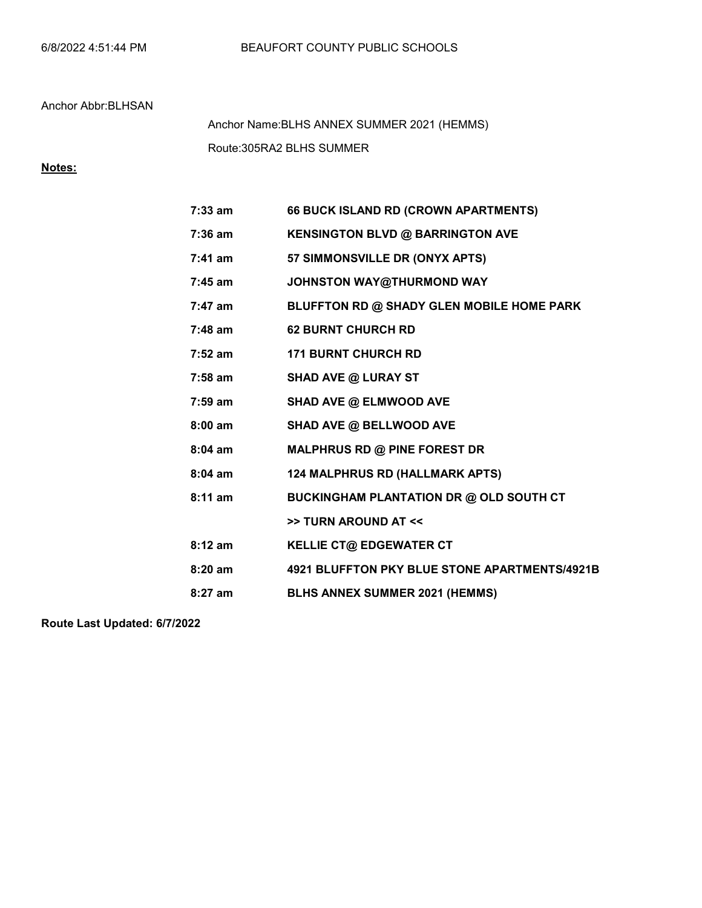6/8/2022 4:51:44 PM BEAUFORT COUNTY PUBLIC SCHOOLS

Anchor Abbr:BLHSAN

Anchor Name:BLHS ANNEX SUMMER 2021 (HEMMS)

Route:305RA2 BLHS SUMMER

**Notes:**

| | |
|---|---|
| **7:33 am** | **66 BUCK ISLAND RD (CROWN APARTMENTS)** |
| **7:36 am** | **KENSINGTON BLVD @ BARRINGTON AVE** |
| **7:41 am** | **57 SIMMONSVILLE DR (ONYX APTS)** |
| **7:45 am** | **JOHNSTON WAY@THURMOND WAY** |
| **7:47 am** | **BLUFFTON RD @ SHADY GLEN MOBILE HOME PARK** |
| **7:48 am** | **62 BURNT CHURCH RD** |
| **7:52 am** | **171 BURNT CHURCH RD** |
| **7:58 am** | **SHAD AVE @ LURAY ST** |
| **7:59 am** | **SHAD AVE @ ELMWOOD AVE** |
| **8:00 am** | **SHAD AVE @ BELLWOOD AVE** |
| **8:04 am** | **MALPHRUS RD @ PINE FOREST DR** |
| **8:04 am** | **124 MALPHRUS RD (HALLMARK APTS)** |
| **8:11 am** | **BUCKINGHAM PLANTATION DR @ OLD SOUTH CT** |
| | **>> TURN AROUND AT <<** |
| **8:12 am** | **KELLIE CT@ EDGEWATER CT** |
| **8:20 am** | **4921 BLUFFTON PKY BLUE STONE APARTMENTS/4921B** |
| **8:27 am** | **BLHS ANNEX SUMMER 2021 (HEMMS)** |

**Route Last Updated: 6/7/2022**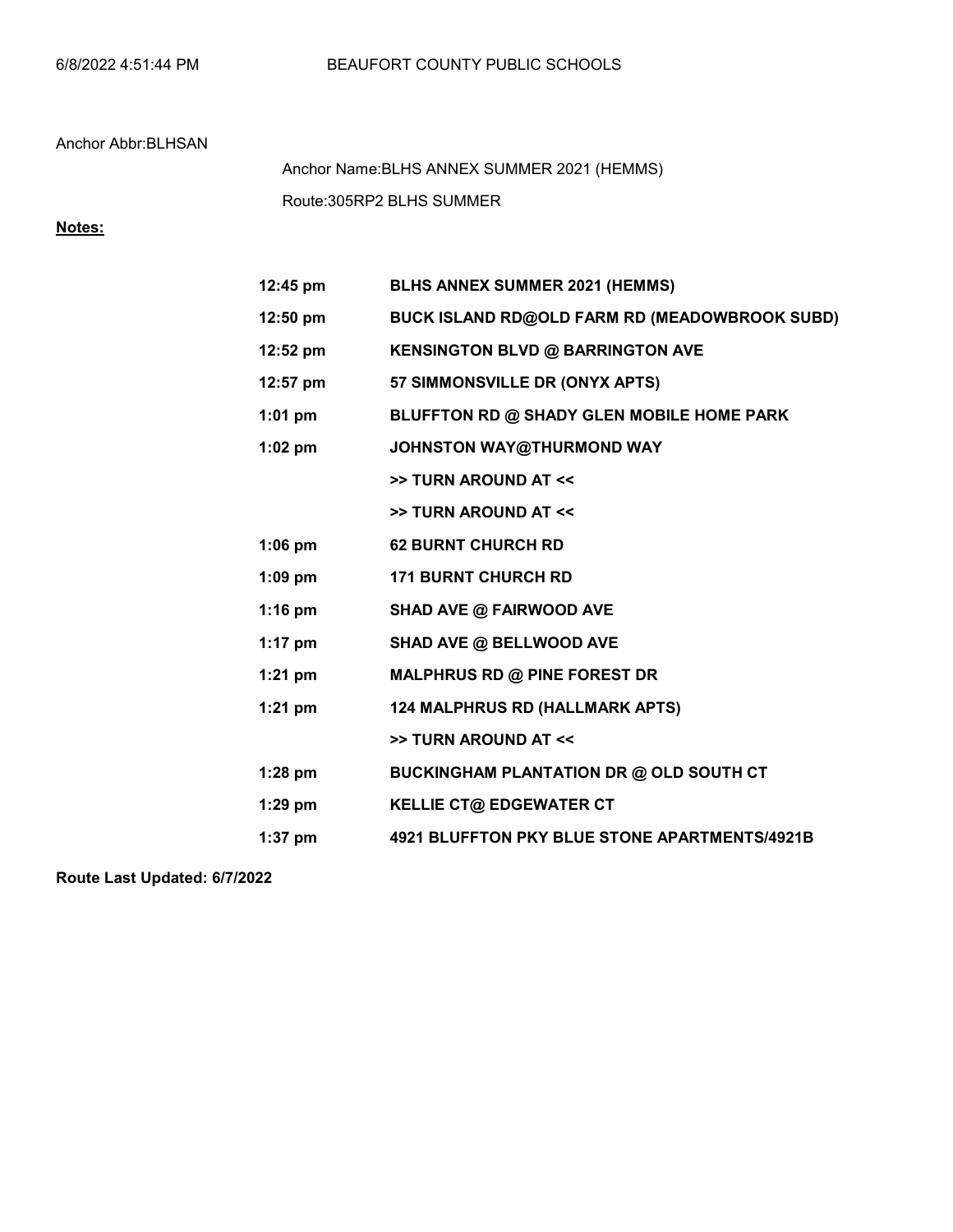Anchor Abbr:BLHSAN

Anchor Name:BLHS ANNEX SUMMER 2021 (HEMMS)

Route:305RP2 BLHS SUMMER

**Notes:**

| | |
|---|---|
| **12:45 pm** | **BLHS ANNEX SUMMER 2021 (HEMMS)** |
| **12:50 pm** | **BUCK ISLAND RD@OLD FARM RD (MEADOWBROOK SUBD)** |
| **12:52 pm** | **KENSINGTON BLVD @ BARRINGTON AVE** |
| **12:57 pm** | **57 SIMMONSVILLE DR (ONYX APTS)** |
| **1:01 pm** | **BLUFFTON RD @ SHADY GLEN MOBILE HOME PARK** |
| **1:02 pm** | **JOHNSTON WAY@THURMOND WAY** |
| | **>> TURN AROUND AT <<** |
| | **>> TURN AROUND AT <<** |
| **1:06 pm** | **62 BURNT CHURCH RD** |
| **1:09 pm** | **171 BURNT CHURCH RD** |
| **1:16 pm** | **SHAD AVE @ FAIRWOOD AVE** |
| **1:17 pm** | **SHAD AVE @ BELLWOOD AVE** |
| **1:21 pm** | **MALPHRUS RD @ PINE FOREST DR** |
| **1:21 pm** | **124 MALPHRUS RD (HALLMARK APTS)** |
| | **>> TURN AROUND AT <<** |
| **1:28 pm** | **BUCKINGHAM PLANTATION DR @ OLD SOUTH CT** |
| **1:29 pm** | **KELLIE CT@ EDGEWATER CT** |
| **1:37 pm** | **4921 BLUFFTON PKY BLUE STONE APARTMENTS/4921B** |

**Route Last Updated: 6/7/2022**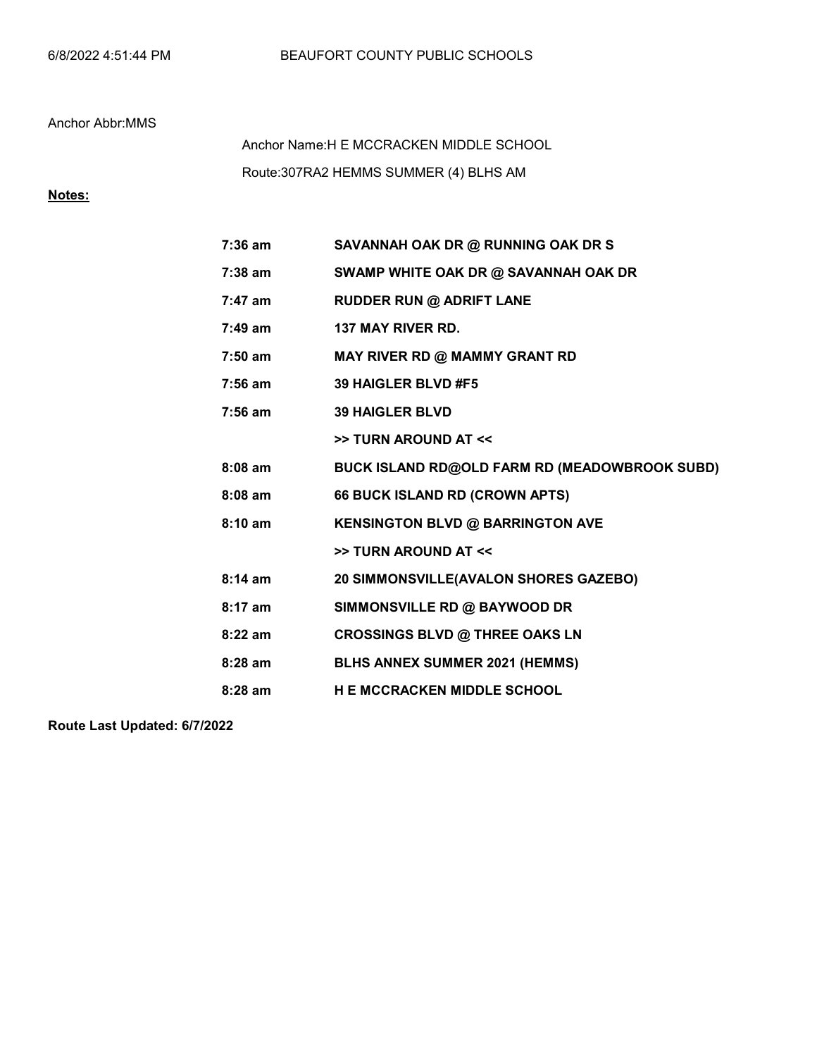BEAUFORT COUNTY PUBLIC SCHOOLS

Anchor Abbr:MMS

Anchor Name:H E MCCRACKEN MIDDLE SCHOOL

Route:307RA2 HEMMS SUMMER (4) BLHS AM

**Notes:**

| | |
|---|---|
| **7:36 am** | **SAVANNAH OAK DR @ RUNNING OAK DR S** |
| **7:38 am** | **SWAMP WHITE OAK DR @ SAVANNAH OAK DR** |
| **7:47 am** | **RUDDER RUN @ ADRIFT LANE** |
| **7:49 am** | **137 MAY RIVER RD.** |
| **7:50 am** | **MAY RIVER RD @ MAMMY GRANT RD** |
| **7:56 am** | **39 HAIGLER BLVD #F5** |
| **7:56 am** | **39 HAIGLER BLVD** |
| | **>> TURN AROUND AT <<** |
| **8:08 am** | **BUCK ISLAND RD@OLD FARM RD (MEADOWBROOK SUBD)** |
| **8:08 am** | **66 BUCK ISLAND RD (CROWN APTS)** |
| **8:10 am** | **KENSINGTON BLVD @ BARRINGTON AVE** |
| | **>> TURN AROUND AT <<** |
| **8:14 am** | **20 SIMMONSVILLE(AVALON SHORES GAZEBO)** |
| **8:17 am** | **SIMMONSVILLE RD @ BAYWOOD DR** |
| **8:22 am** | **CROSSINGS BLVD @ THREE OAKS LN** |
| **8:28 am** | **BLHS ANNEX SUMMER 2021 (HEMMS)** |
| **8:28 am** | **H E MCCRACKEN MIDDLE SCHOOL** |

**Route Last Updated: 6/7/2022**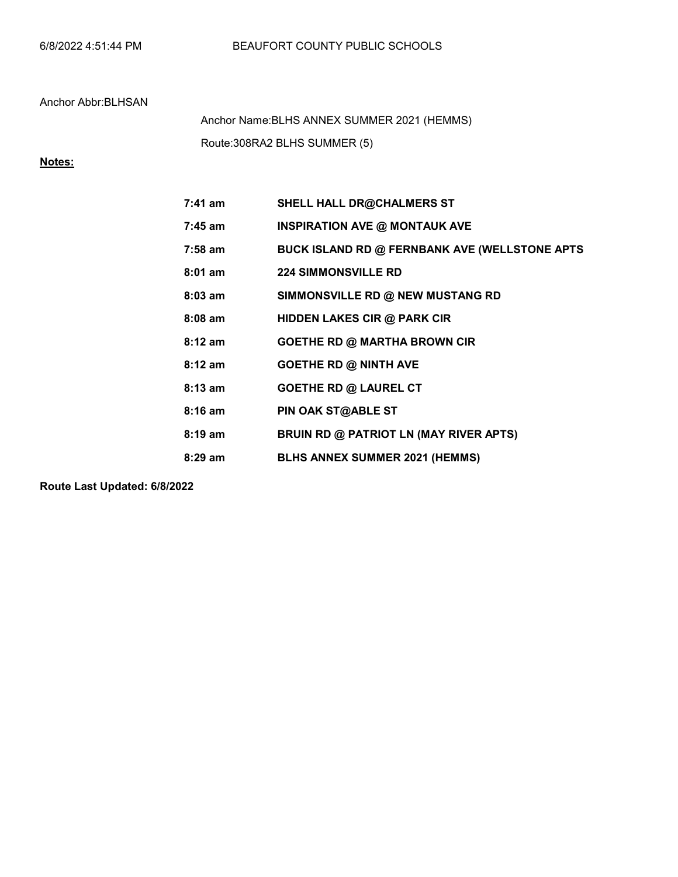Anchor Abbr:BLHSAN

Anchor Name:BLHS ANNEX SUMMER 2021 (HEMMS)

Route:308RA2 BLHS SUMMER (5)

**Notes:**

| | |
|---|---|
| **7:41 am** | **SHELL HALL DR@CHALMERS ST** |
| **7:45 am** | **INSPIRATION AVE @ MONTAUK AVE** |
| **7:58 am** | **BUCK ISLAND RD @ FERNBANK AVE (WELLSTONE APTS** |
| **8:01 am** | **224 SIMMONSVILLE RD** |
| **8:03 am** | **SIMMONSVILLE RD @ NEW MUSTANG RD** |
| **8:08 am** | **HIDDEN LAKES CIR @ PARK CIR** |
| **8:12 am** | **GOETHE RD @ MARTHA BROWN CIR** |
| **8:12 am** | **GOETHE RD @ NINTH AVE** |
| **8:13 am** | **GOETHE RD @ LAUREL CT** |
| **8:16 am** | **PIN OAK ST@ABLE ST** |
| **8:19 am** | **BRUIN RD @ PATRIOT LN (MAY RIVER APTS)** |
| **8:29 am** | **BLHS ANNEX SUMMER 2021 (HEMMS)** |

**Route Last Updated: 6/8/2022**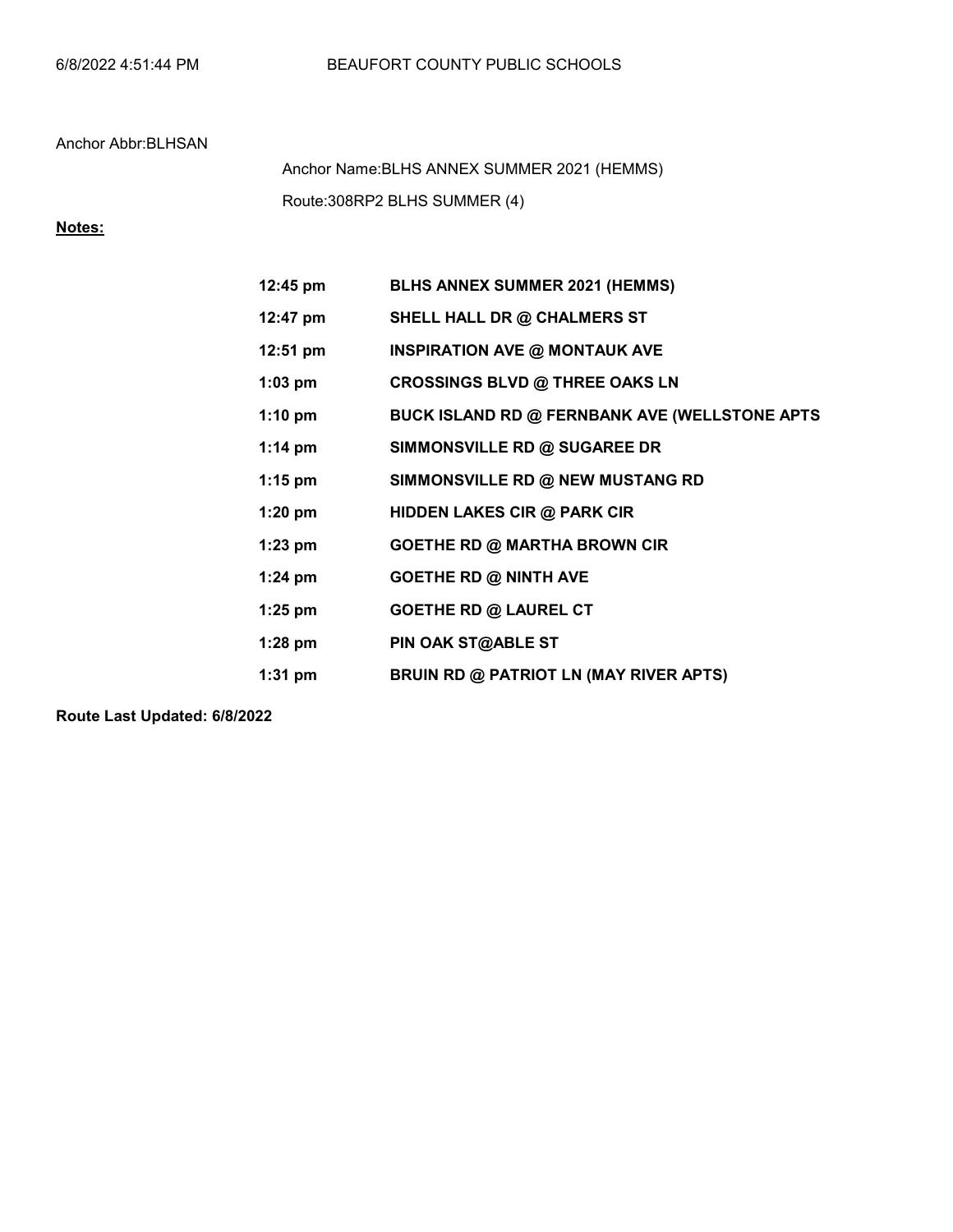6/8/2022 4:51:44 PM BEAUFORT COUNTY PUBLIC SCHOOLS

Anchor Abbr:BLHSAN

Anchor Name:BLHS ANNEX SUMMER 2021 (HEMMS)

Route:308RP2 BLHS SUMMER (4)

**Notes:**

| | |
|---|---|
| **12:45 pm** | **BLHS ANNEX SUMMER 2021 (HEMMS)** |
| **12:47 pm** | **SHELL HALL DR @ CHALMERS ST** |
| **12:51 pm** | **INSPIRATION AVE @ MONTAUK AVE** |
| **1:03 pm** | **CROSSINGS BLVD @ THREE OAKS LN** |
| **1:10 pm** | **BUCK ISLAND RD @ FERNBANK AVE (WELLSTONE APTS** |
| **1:14 pm** | **SIMMONSVILLE RD @ SUGAREE DR** |
| **1:15 pm** | **SIMMONSVILLE RD @ NEW MUSTANG RD** |
| **1:20 pm** | **HIDDEN LAKES CIR @ PARK CIR** |
| **1:23 pm** | **GOETHE RD @ MARTHA BROWN CIR** |
| **1:24 pm** | **GOETHE RD @ NINTH AVE** |
| **1:25 pm** | **GOETHE RD @ LAUREL CT** |
| **1:28 pm** | **PIN OAK ST@ABLE ST** |
| **1:31 pm** | **BRUIN RD @ PATRIOT LN (MAY RIVER APTS)** |

**Route Last Updated: 6/8/2022**